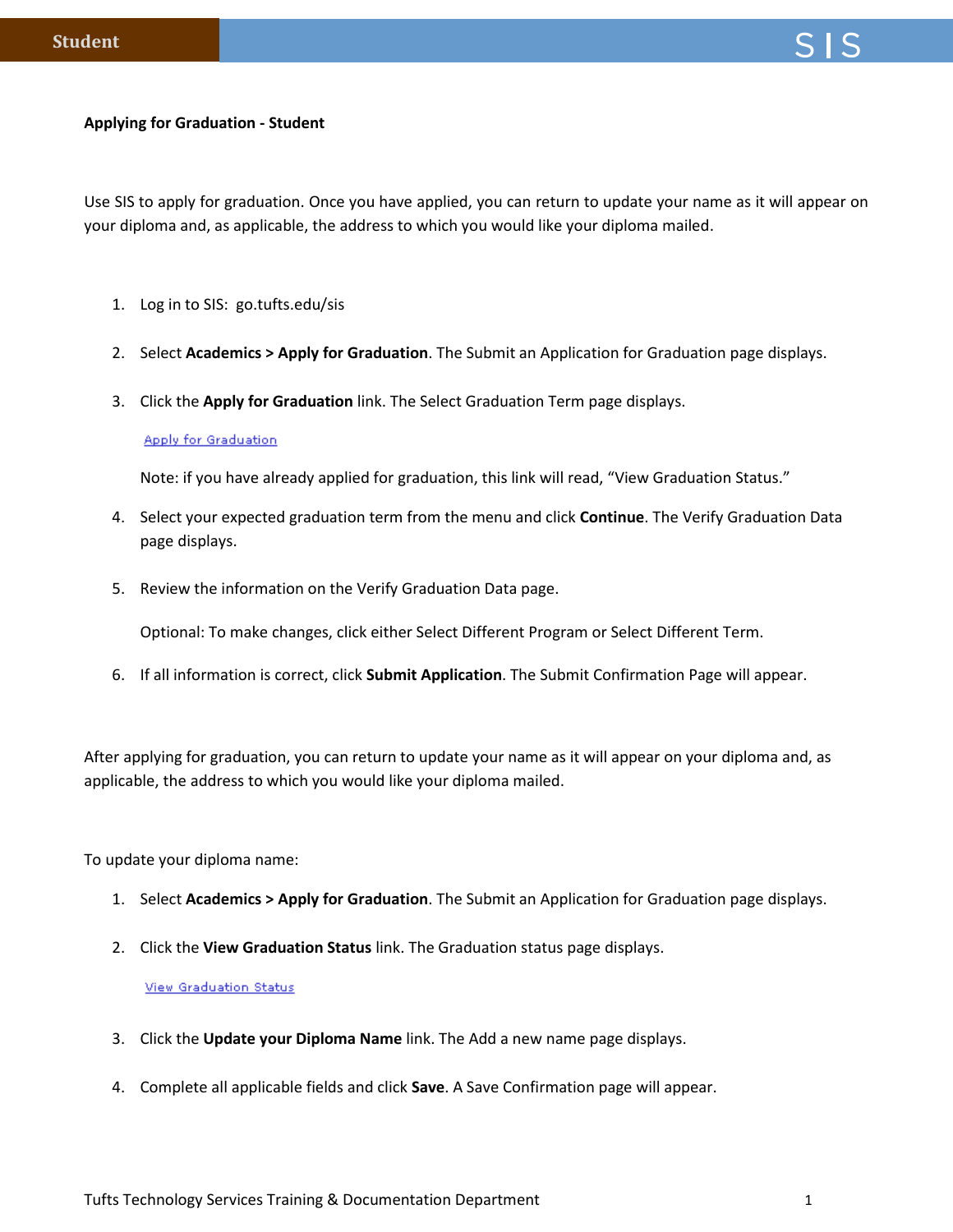**Applying for Graduation - Student**

Use SIS to apply for graduation. Once you have applied, you can return to update your name as it will appear on your diploma and, as applicable, the address to which you would like your diploma mailed.

1. Log in to SIS: go.tufts.edu/sis

2. Select **Academics > Apply for Graduation**. The Submit an Application for Graduation page displays.

3. Click the **Apply for Graduation** link. The Select Graduation Term page displays.

   Apply for Graduation

   Note: if you have already applied for graduation, this link will read, "View Graduation Status."

4. Select your expected graduation term from the menu and click **Continue**. The Verify Graduation Data page displays.

5. Review the information on the Verify Graduation Data page.

   Optional: To make changes, click either Select Different Program or Select Different Term.

6. If all information is correct, click **Submit Application**. The Submit Confirmation Page will appear.

After applying for graduation, you can return to update your name as it will appear on your diploma and, as applicable, the address to which you would like your diploma mailed.

To update your diploma name:

1. Select **Academics > Apply for Graduation**. The Submit an Application for Graduation page displays.

2. Click the **View Graduation Status** link. The Graduation status page displays.

   View Graduation Status

3. Click the **Update your Diploma Name** link. The Add a new name page displays.

4. Complete all applicable fields and click **Save**. A Save Confirmation page will appear.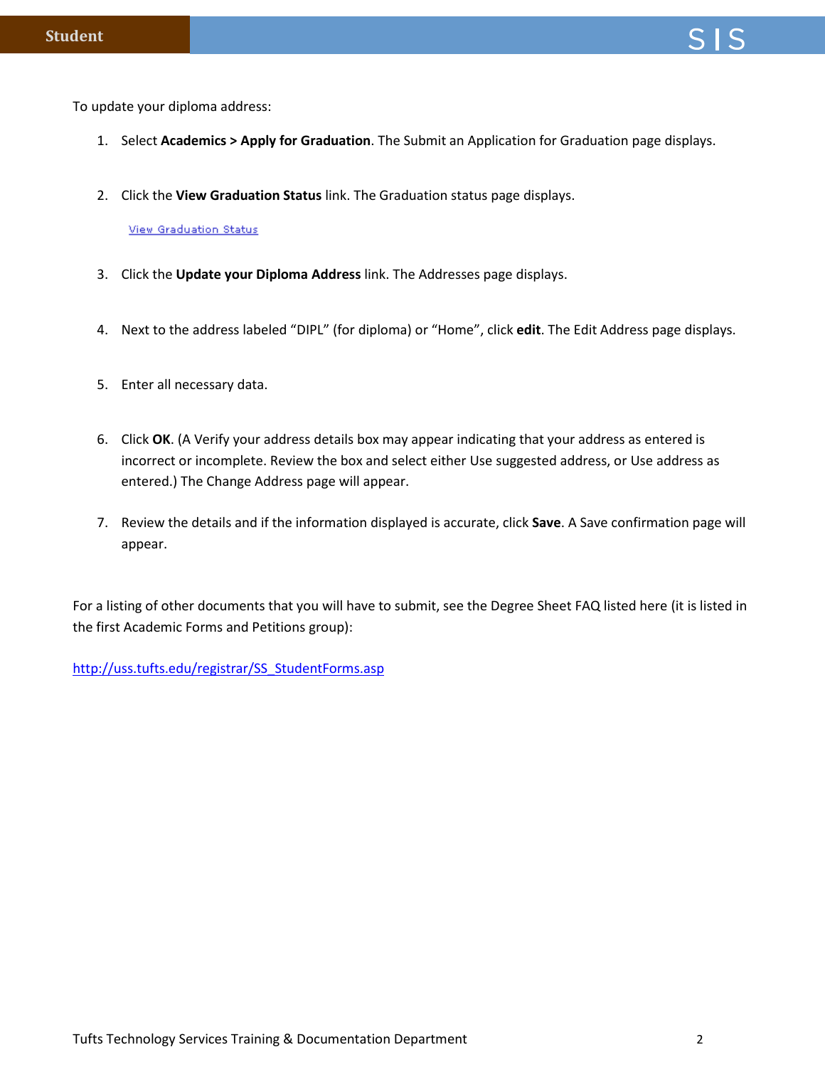To update your diploma address:

1. Select **Academics > Apply for Graduation**. The Submit an Application for Graduation page displays.

2. Click the **View Graduation Status** link. The Graduation status page displays.

   View Graduation Status

3. Click the **Update your Diploma Address** link. The Addresses page displays.

4. Next to the address labeled “DIPL” (for diploma) or “Home”, click **edit**. The Edit Address page displays.

5. Enter all necessary data.

6. Click **OK**. (A Verify your address details box may appear indicating that your address as entered is incorrect or incomplete. Review the box and select either Use suggested address, or Use address as entered.) The Change Address page will appear.

7. Review the details and if the information displayed is accurate, click **Save**. A Save confirmation page will appear.

For a listing of other documents that you will have to submit, see the Degree Sheet FAQ listed here (it is listed in the first Academic Forms and Petitions group):

http://uss.tufts.edu/registrar/SS_StudentForms.asp